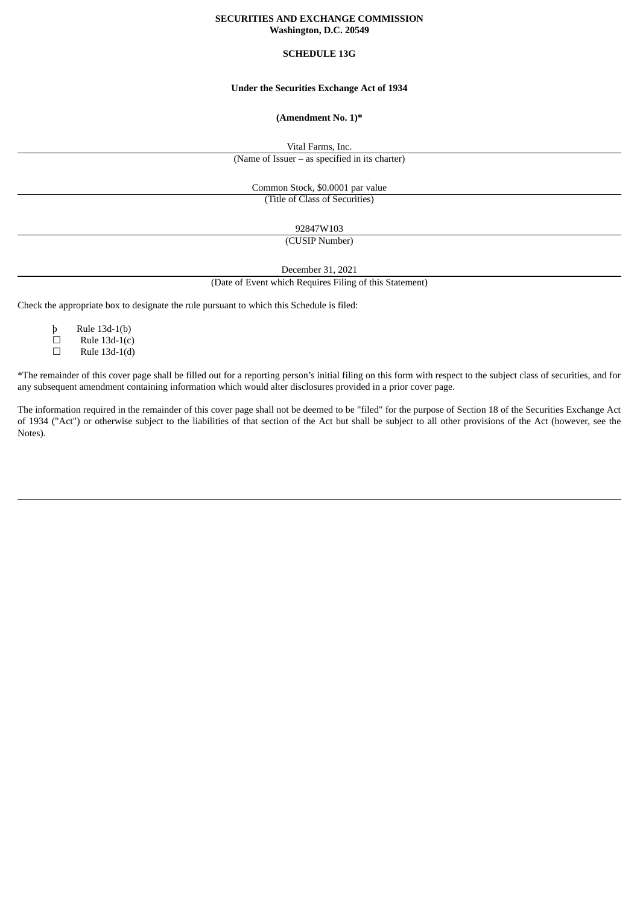**SECURITIES AND EXCHANGE COMMISSION**
**Washington, D.C. 20549**

**SCHEDULE 13G**

**Under the Securities Exchange Act of 1934**

**(Amendment No. 1)***

Vital Farms, Inc.

(Name of Issuer – as specified in its charter)

Common Stock, $0.0001 par value

(Title of Class of Securities)

92847W103

(CUSIP Number)

December 31, 2021

(Date of Event which Requires Filing of this Statement)

Check the appropriate box to designate the rule pursuant to which this Schedule is filed:

þ Rule 13d-1(b)
☐ Rule 13d-1(c)
☐ Rule 13d-1(d)

*The remainder of this cover page shall be filled out for a reporting person's initial filing on this form with respect to the subject class of securities, and for any subsequent amendment containing information which would alter disclosures provided in a prior cover page.

The information required in the remainder of this cover page shall not be deemed to be "filed" for the purpose of Section 18 of the Securities Exchange Act of 1934 ("Act") or otherwise subject to the liabilities of that section of the Act but shall be subject to all other provisions of the Act (however, see the Notes).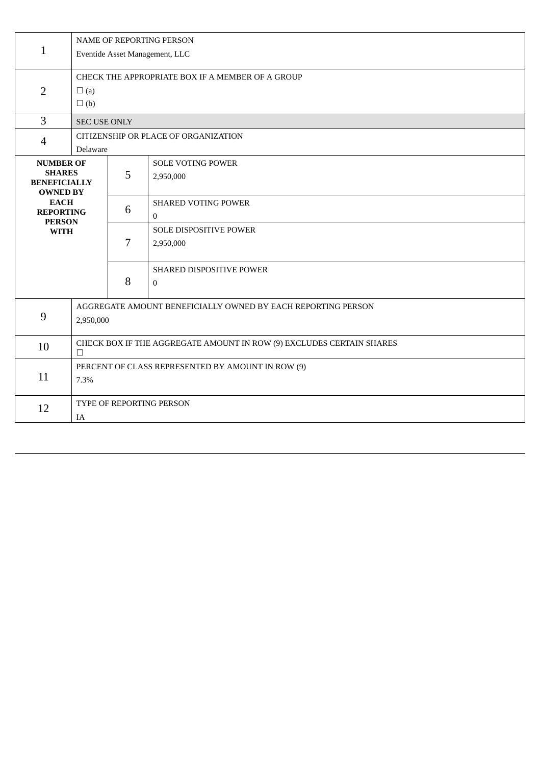| | | | |
|---|---|---|---|
| 1 | NAME OF REPORTING PERSON<br>Eventide Asset Management, LLC | | |
| 2 | CHECK THE APPROPRIATE BOX IF A MEMBER OF A GROUP<br>☐ (a)<br>☐ (b) | | |
| 3 | SEC USE ONLY | | |
| 4 | CITIZENSHIP OR PLACE OF ORGANIZATION<br>Delaware | | |
| **NUMBER OF SHARES BENEFICIALLY OWNED BY EACH REPORTING PERSON WITH** | 5 | SOLE VOTING POWER<br>2,950,000 | |
| | 6 | SHARED VOTING POWER<br>0 | |
| | 7 | SOLE DISPOSITIVE POWER<br>2,950,000 | |
| | 8 | SHARED DISPOSITIVE POWER<br>0 | |
| 9 | AGGREGATE AMOUNT BENEFICIALLY OWNED BY EACH REPORTING PERSON<br>2,950,000 | | |
| 10 | CHECK BOX IF THE AGGREGATE AMOUNT IN ROW (9) EXCLUDES CERTAIN SHARES<br>☐ | | |
| 11 | PERCENT OF CLASS REPRESENTED BY AMOUNT IN ROW (9)<br>7.3% | | |
| 12 | TYPE OF REPORTING PERSON<br>IA | | |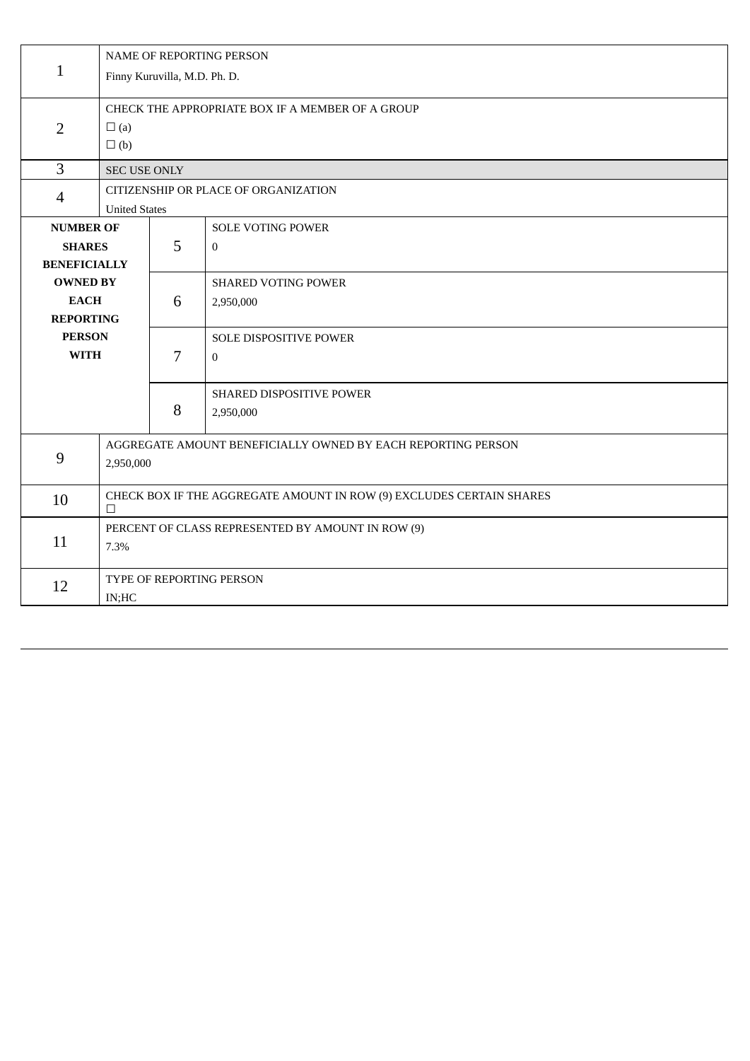| | | | |
|---|---|---|---|
| 1 | NAME OF REPORTING PERSON<br>Finny Kuruvilla, M.D. Ph. D. | | |
| 2 | CHECK THE APPROPRIATE BOX IF A MEMBER OF A GROUP<br>☐ (a)<br>☐ (b) | | |
| 3 | SEC USE ONLY | | |
| 4 | CITIZENSHIP OR PLACE OF ORGANIZATION<br>United States | | |
| **NUMBER OF SHARES BENEFICIALLY OWNED BY EACH REPORTING PERSON WITH** | 5 | SOLE VOTING POWER<br>0 | |
| | 6 | SHARED VOTING POWER<br>2,950,000 | |
| | 7 | SOLE DISPOSITIVE POWER<br>0 | |
| | 8 | SHARED DISPOSITIVE POWER<br>2,950,000 | |
| 9 | AGGREGATE AMOUNT BENEFICIALLY OWNED BY EACH REPORTING PERSON<br>2,950,000 | | |
| 10 | CHECK BOX IF THE AGGREGATE AMOUNT IN ROW (9) EXCLUDES CERTAIN SHARES<br>☐ | | |
| 11 | PERCENT OF CLASS REPRESENTED BY AMOUNT IN ROW (9)<br>7.3% | | |
| 12 | TYPE OF REPORTING PERSON<br>IN;HC | | |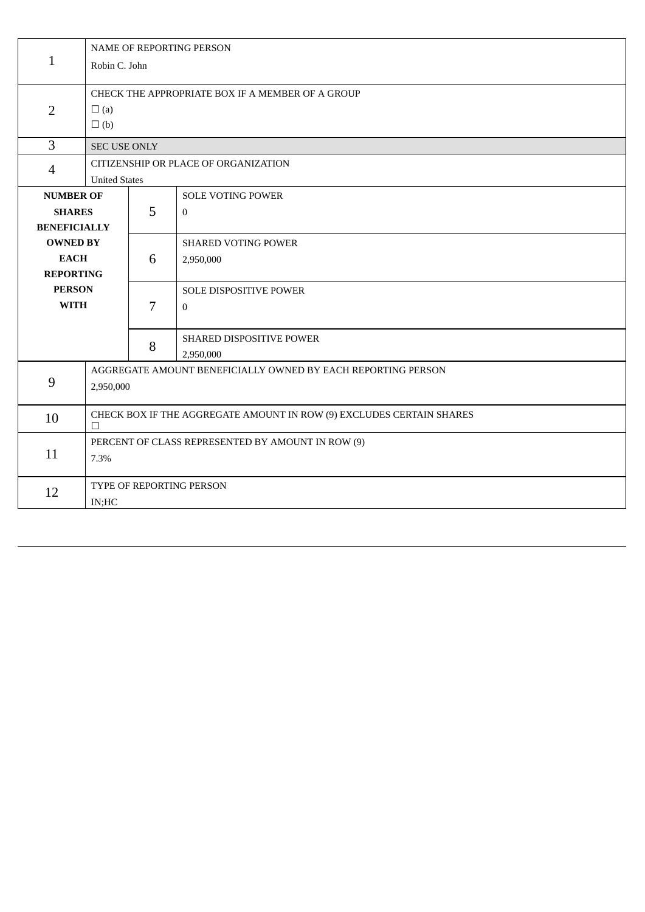| | | | |
|---|---|---|---|
| 1 | NAME OF REPORTING PERSON<br>Robin C. John | | |
| 2 | CHECK THE APPROPRIATE BOX IF A MEMBER OF A GROUP<br>☐ (a)<br>☐ (b) | | |
| 3 | SEC USE ONLY | | |
| 4 | CITIZENSHIP OR PLACE OF ORGANIZATION<br>United States | | |
| **NUMBER OF SHARES BENEFICIALLY OWNED BY EACH REPORTING PERSON WITH** | | 5 | SOLE VOTING POWER<br>0 |
| | | 6 | SHARED VOTING POWER<br>2,950,000 |
| | | 7 | SOLE DISPOSITIVE POWER<br>0 |
| | | 8 | SHARED DISPOSITIVE POWER<br>2,950,000 |
| 9 | AGGREGATE AMOUNT BENEFICIALLY OWNED BY EACH REPORTING PERSON<br>2,950,000 | | |
| 10 | CHECK BOX IF THE AGGREGATE AMOUNT IN ROW (9) EXCLUDES CERTAIN SHARES<br>☐ | | |
| 11 | PERCENT OF CLASS REPRESENTED BY AMOUNT IN ROW (9)<br>7.3% | | |
| 12 | TYPE OF REPORTING PERSON<br>IN;HC | | |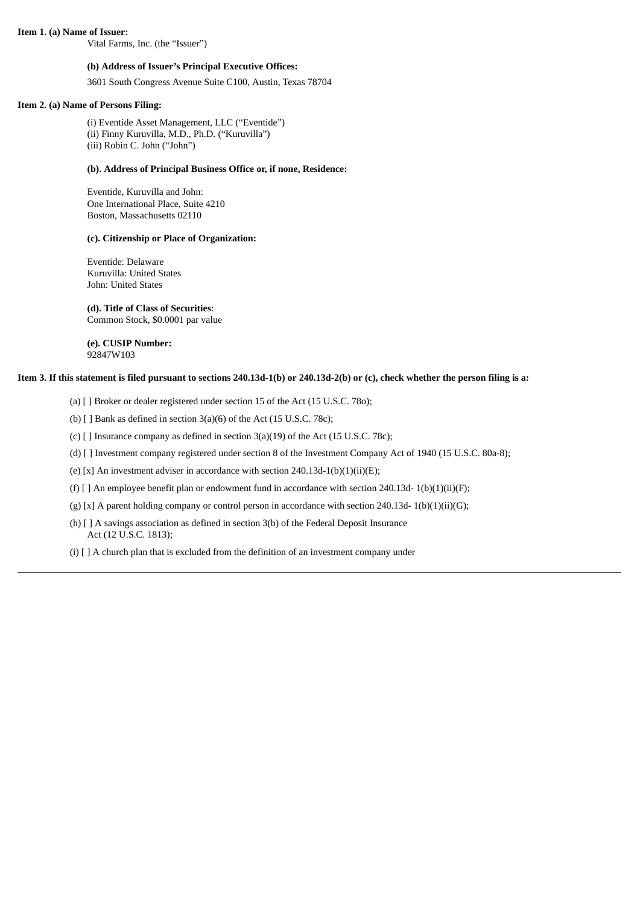**Item 1. (a) Name of Issuer:**

Vital Farms, Inc. (the “Issuer”)

**(b) Address of Issuer’s Principal Executive Offices:**

3601 South Congress Avenue Suite C100, Austin, Texas 78704

**Item 2. (a) Name of Persons Filing:**

(i) Eventide Asset Management, LLC (“Eventide”)
(ii) Finny Kuruvilla, M.D., Ph.D. (“Kuruvilla”)
(iii) Robin C. John (“John”)

**(b). Address of Principal Business Office or, if none, Residence:**

Eventide, Kuruvilla and John:
One International Place, Suite 4210
Boston, Massachusetts 02110

**(c). Citizenship or Place of Organization:**

Eventide: Delaware
Kuruvilla: United States
John: United States

**(d). Title of Class of Securities**:
Common Stock, $0.0001 par value

**(e). CUSIP Number:**
92847W103

**Item 3. If this statement is filed pursuant to sections 240.13d-1(b) or 240.13d-2(b) or (c), check whether the person filing is a:**

(a) [ ] Broker or dealer registered under section 15 of the Act (15 U.S.C. 78o);

(b) [ ] Bank as defined in section 3(a)(6) of the Act (15 U.S.C. 78c);

(c) [ ] Insurance company as defined in section 3(a)(19) of the Act (15 U.S.C. 78c);

(d) [ ] Investment company registered under section 8 of the Investment Company Act of 1940 (15 U.S.C. 80a-8);

(e) [x] An investment adviser in accordance with section 240.13d-1(b)(1)(ii)(E);

(f) [ ] An employee benefit plan or endowment fund in accordance with section 240.13d- 1(b)(1)(ii)(F);

(g) [x] A parent holding company or control person in accordance with section 240.13d- 1(b)(1)(ii)(G);

(h) [ ] A savings association as defined in section 3(b) of the Federal Deposit Insurance Act (12 U.S.C. 1813);

(i) [ ] A church plan that is excluded from the definition of an investment company under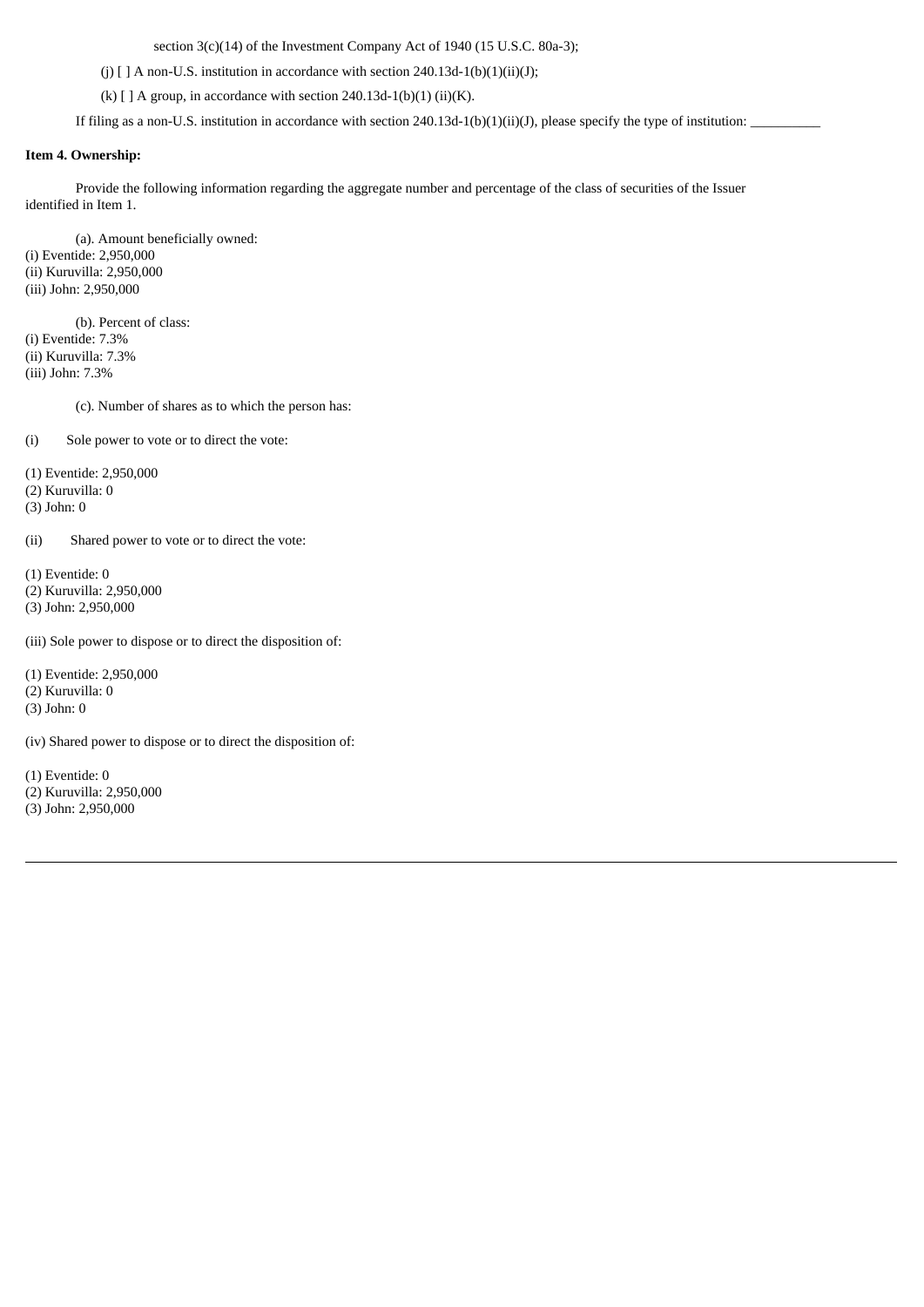section 3(c)(14) of the Investment Company Act of 1940 (15 U.S.C. 80a-3);

(j) [ ] A non-U.S. institution in accordance with section 240.13d-1(b)(1)(ii)(J);

(k) [ ] A group, in accordance with section 240.13d-1(b)(1) (ii)(K).

If filing as a non-U.S. institution in accordance with section 240.13d-1(b)(1)(ii)(J), please specify the type of institution: __________

**Item 4. Ownership:**

Provide the following information regarding the aggregate number and percentage of the class of securities of the Issuer identified in Item 1.

(a). Amount beneficially owned:
(i) Eventide: 2,950,000
(ii) Kuruvilla: 2,950,000
(iii) John: 2,950,000

(b). Percent of class:
(i) Eventide: 7.3%
(ii) Kuruvilla: 7.3%
(iii) John: 7.3%

(c). Number of shares as to which the person has:

(i) Sole power to vote or to direct the vote:

(1) Eventide: 2,950,000
(2) Kuruvilla: 0
(3) John: 0

(ii) Shared power to vote or to direct the vote:

(1) Eventide: 0
(2) Kuruvilla: 2,950,000
(3) John: 2,950,000

(iii) Sole power to dispose or to direct the disposition of:

(1) Eventide: 2,950,000
(2) Kuruvilla: 0
(3) John: 0

(iv) Shared power to dispose or to direct the disposition of:

(1) Eventide: 0
(2) Kuruvilla: 2,950,000
(3) John: 2,950,000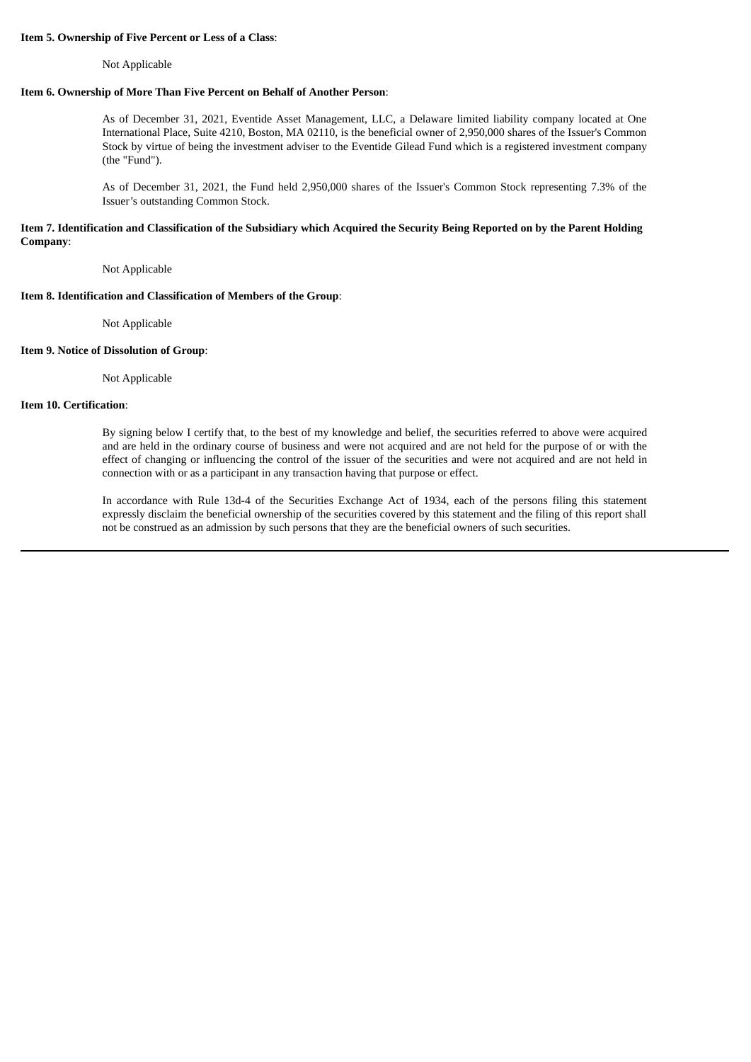**Item 5. Ownership of Five Percent or Less of a Class**:

Not Applicable

**Item 6. Ownership of More Than Five Percent on Behalf of Another Person**:

As of December 31, 2021, Eventide Asset Management, LLC, a Delaware limited liability company located at One International Place, Suite 4210, Boston, MA 02110, is the beneficial owner of 2,950,000 shares of the Issuer's Common Stock by virtue of being the investment adviser to the Eventide Gilead Fund which is a registered investment company (the "Fund").

As of December 31, 2021, the Fund held 2,950,000 shares of the Issuer's Common Stock representing 7.3% of the Issuer's outstanding Common Stock.

**Item 7. Identification and Classification of the Subsidiary which Acquired the Security Being Reported on by the Parent Holding Company**:

Not Applicable

**Item 8. Identification and Classification of Members of the Group**:

Not Applicable

**Item 9. Notice of Dissolution of Group**:

Not Applicable

**Item 10. Certification**:

By signing below I certify that, to the best of my knowledge and belief, the securities referred to above were acquired and are held in the ordinary course of business and were not acquired and are not held for the purpose of or with the effect of changing or influencing the control of the issuer of the securities and were not acquired and are not held in connection with or as a participant in any transaction having that purpose or effect.

In accordance with Rule 13d-4 of the Securities Exchange Act of 1934, each of the persons filing this statement expressly disclaim the beneficial ownership of the securities covered by this statement and the filing of this report shall not be construed as an admission by such persons that they are the beneficial owners of such securities.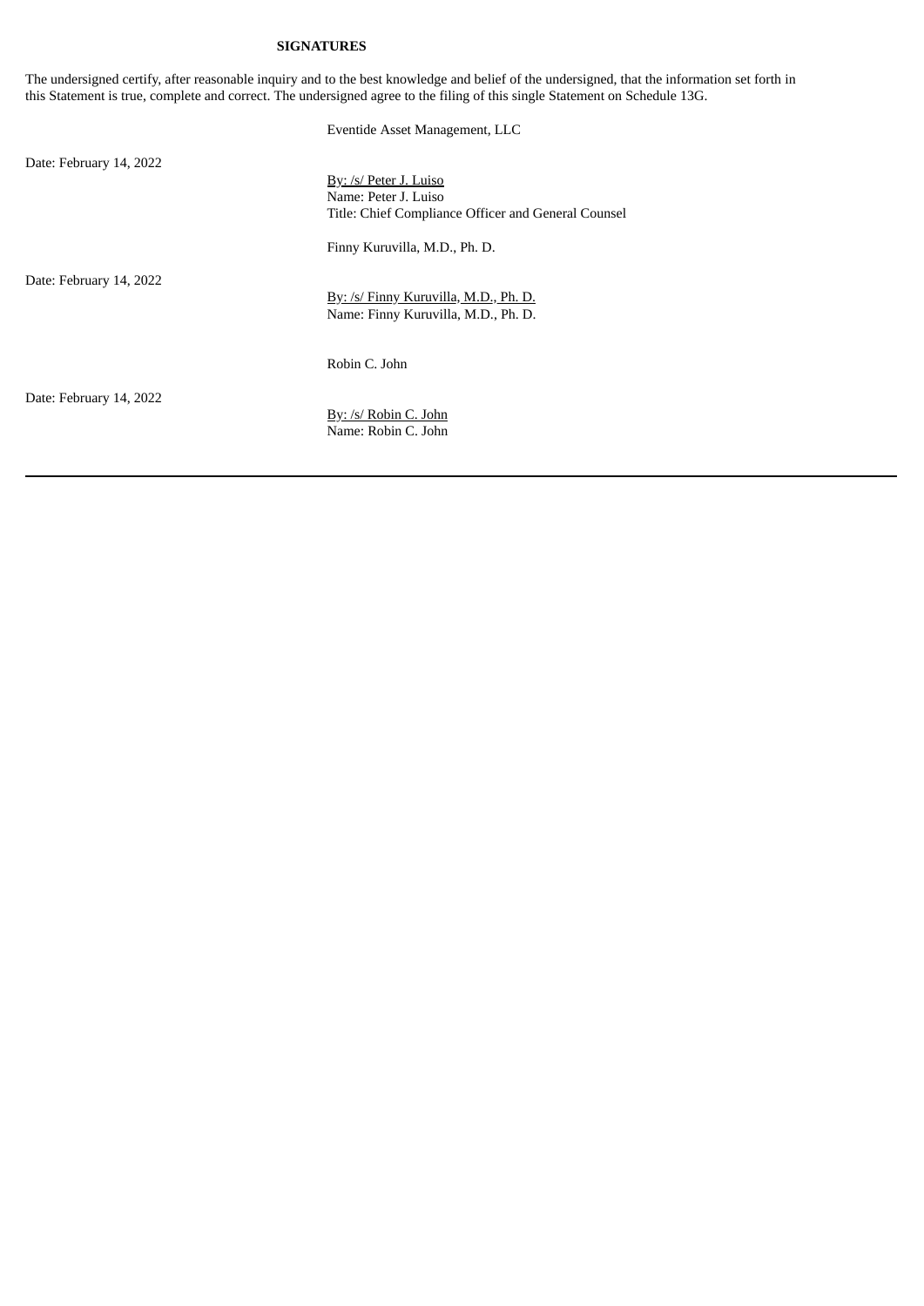**SIGNATURES**

The undersigned certify, after reasonable inquiry and to the best knowledge and belief of the undersigned, that the information set forth in this Statement is true, complete and correct. The undersigned agree to the filing of this single Statement on Schedule 13G.

Eventide Asset Management, LLC

Date: February 14, 2022

By: /s/ Peter J. Luiso
Name: Peter J. Luiso
Title: Chief Compliance Officer and General Counsel

Finny Kuruvilla, M.D., Ph. D.

Date: February 14, 2022

By: /s/ Finny Kuruvilla, M.D., Ph. D.
Name: Finny Kuruvilla, M.D., Ph. D.

Robin C. John

Date: February 14, 2022

By: /s/ Robin C. John
Name: Robin C. John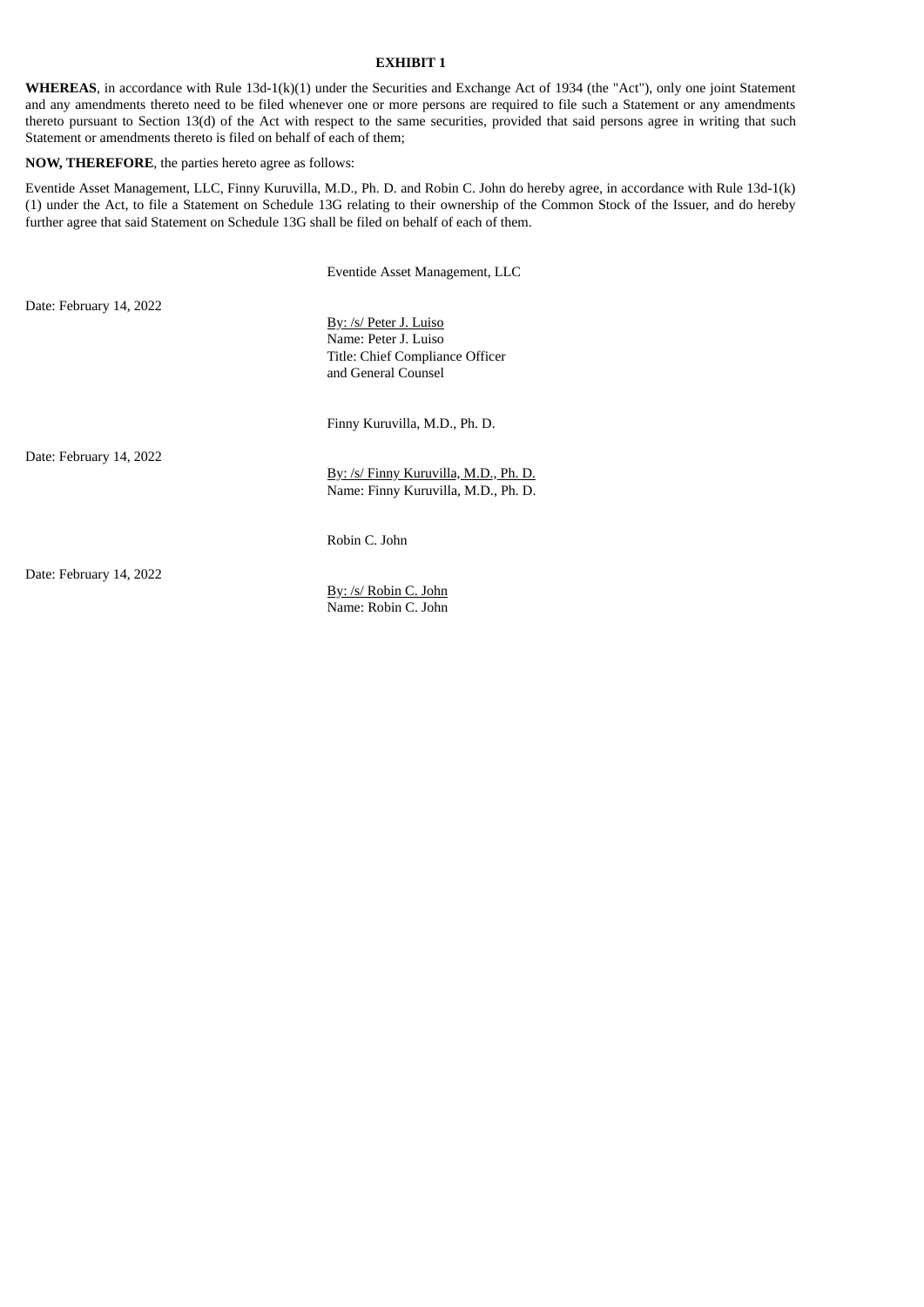**EXHIBIT 1**

**WHEREAS**, in accordance with Rule 13d-1(k)(1) under the Securities and Exchange Act of 1934 (the "Act"), only one joint Statement and any amendments thereto need to be filed whenever one or more persons are required to file such a Statement or any amendments thereto pursuant to Section 13(d) of the Act with respect to the same securities, provided that said persons agree in writing that such Statement or amendments thereto is filed on behalf of each of them;

**NOW, THEREFORE**, the parties hereto agree as follows:

Eventide Asset Management, LLC, Finny Kuruvilla, M.D., Ph. D. and Robin C. John do hereby agree, in accordance with Rule 13d-1(k)(1) under the Act, to file a Statement on Schedule 13G relating to their ownership of the Common Stock of the Issuer, and do hereby further agree that said Statement on Schedule 13G shall be filed on behalf of each of them.

Eventide Asset Management, LLC

Date: February 14, 2022

By: /s/ Peter J. Luiso
Name: Peter J. Luiso
Title: Chief Compliance Officer and General Counsel

Finny Kuruvilla, M.D., Ph. D.

Date: February 14, 2022

By: /s/ Finny Kuruvilla, M.D., Ph. D.
Name: Finny Kuruvilla, M.D., Ph. D.

Robin C. John

Date: February 14, 2022

By: /s/ Robin C. John
Name: Robin C. John